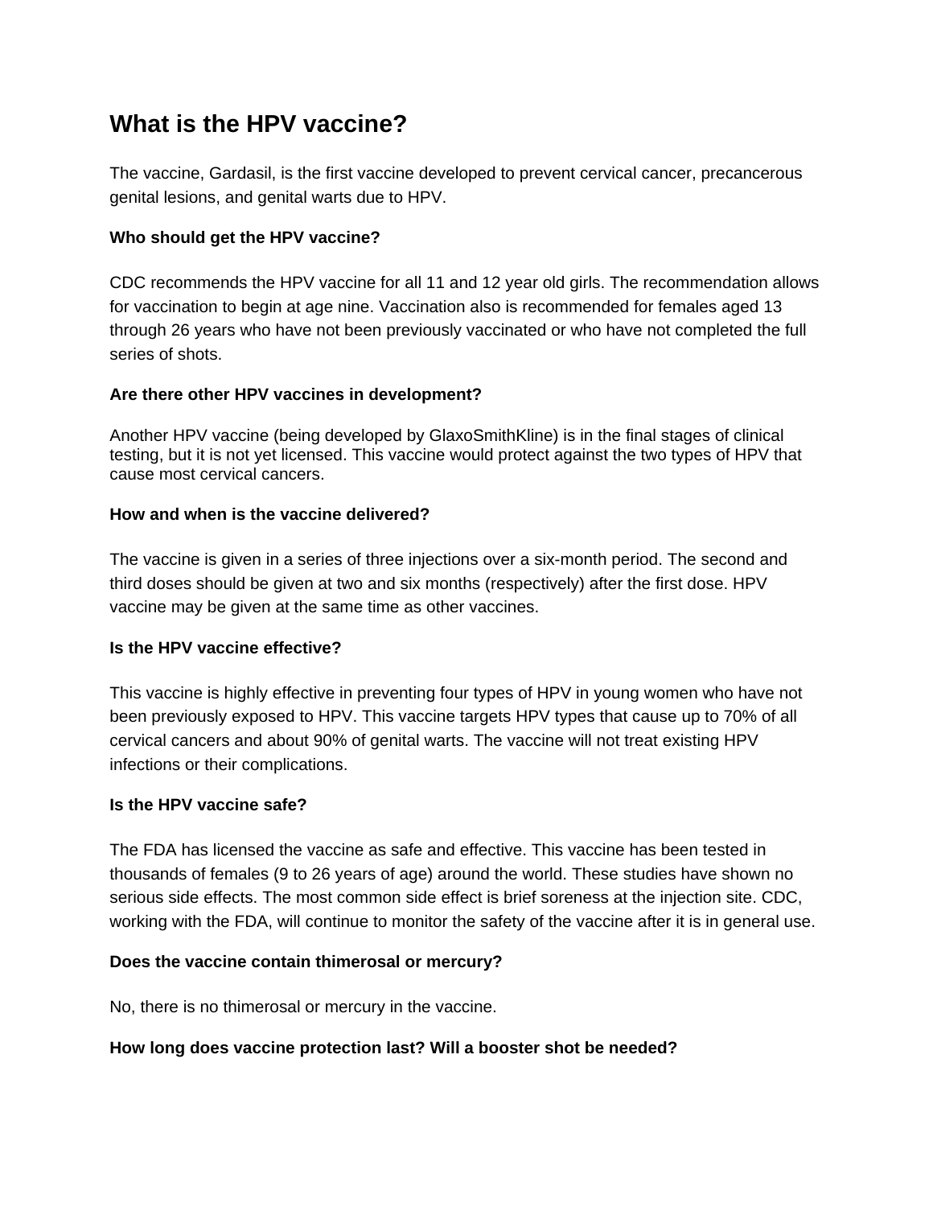# What is the HPV vaccine?

The vaccine, Gardasil, is the first vaccine developed to prevent cervical cancer, precancerous genital lesions, and genital warts due to HPV.

**Who should get the HPV vaccine?**

CDC recommends the HPV vaccine for all 11 and 12 year old girls. The recommendation allows for vaccination to begin at age nine. Vaccination also is recommended for females aged 13 through 26 years who have not been previously vaccinated or who have not completed the full series of shots.

**Are there other HPV vaccines in development?**

Another HPV vaccine (being developed by GlaxoSmithKline) is in the final stages of clinical testing, but it is not yet licensed. This vaccine would protect against the two types of HPV that cause most cervical cancers.

**How and when is the vaccine delivered?**

The vaccine is given in a series of three injections over a six-month period. The second and third doses should be given at two and six months (respectively) after the first dose. HPV vaccine may be given at the same time as other vaccines.

**Is the HPV vaccine effective?**

This vaccine is highly effective in preventing four types of HPV in young women who have not been previously exposed to HPV. This vaccine targets HPV types that cause up to 70% of all cervical cancers and about 90% of genital warts. The vaccine will not treat existing HPV infections or their complications.

**Is the HPV vaccine safe?**

The FDA has licensed the vaccine as safe and effective. This vaccine has been tested in thousands of females (9 to 26 years of age) around the world. These studies have shown no serious side effects. The most common side effect is brief soreness at the injection site. CDC, working with the FDA, will continue to monitor the safety of the vaccine after it is in general use.

**Does the vaccine contain thimerosal or mercury?**

No, there is no thimerosal or mercury in the vaccine.

**How long does vaccine protection last? Will a booster shot be needed?**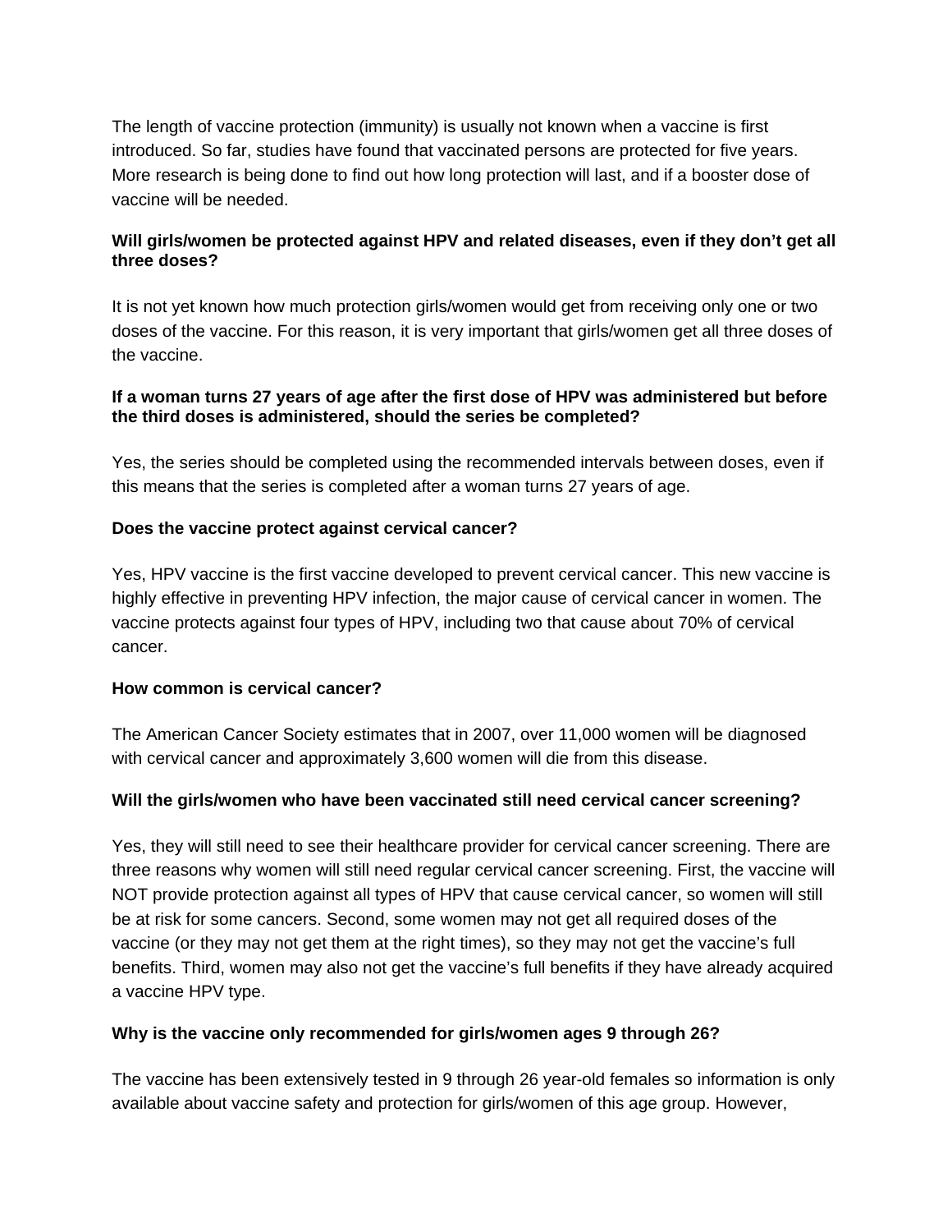The length of vaccine protection (immunity) is usually not known when a vaccine is first introduced. So far, studies have found that vaccinated persons are protected for five years. More research is being done to find out how long protection will last, and if a booster dose of vaccine will be needed.

**Will girls/women be protected against HPV and related diseases, even if they don't get all three doses?**

It is not yet known how much protection girls/women would get from receiving only one or two doses of the vaccine. For this reason, it is very important that girls/women get all three doses of the vaccine.

**If a woman turns 27 years of age after the first dose of HPV was administered but before the third doses is administered, should the series be completed?**

Yes, the series should be completed using the recommended intervals between doses, even if this means that the series is completed after a woman turns 27 years of age.

**Does the vaccine protect against cervical cancer?**

Yes, HPV vaccine is the first vaccine developed to prevent cervical cancer. This new vaccine is highly effective in preventing HPV infection, the major cause of cervical cancer in women. The vaccine protects against four types of HPV, including two that cause about 70% of cervical cancer.

**How common is cervical cancer?**

The American Cancer Society estimates that in 2007, over 11,000 women will be diagnosed with cervical cancer and approximately 3,600 women will die from this disease.

**Will the girls/women who have been vaccinated still need cervical cancer screening?**

Yes, they will still need to see their healthcare provider for cervical cancer screening. There are three reasons why women will still need regular cervical cancer screening. First, the vaccine will NOT provide protection against all types of HPV that cause cervical cancer, so women will still be at risk for some cancers. Second, some women may not get all required doses of the vaccine (or they may not get them at the right times), so they may not get the vaccine's full benefits. Third, women may also not get the vaccine's full benefits if they have already acquired a vaccine HPV type.

**Why is the vaccine only recommended for girls/women ages 9 through 26?**

The vaccine has been extensively tested in 9 through 26 year-old females so information is only available about vaccine safety and protection for girls/women of this age group. However,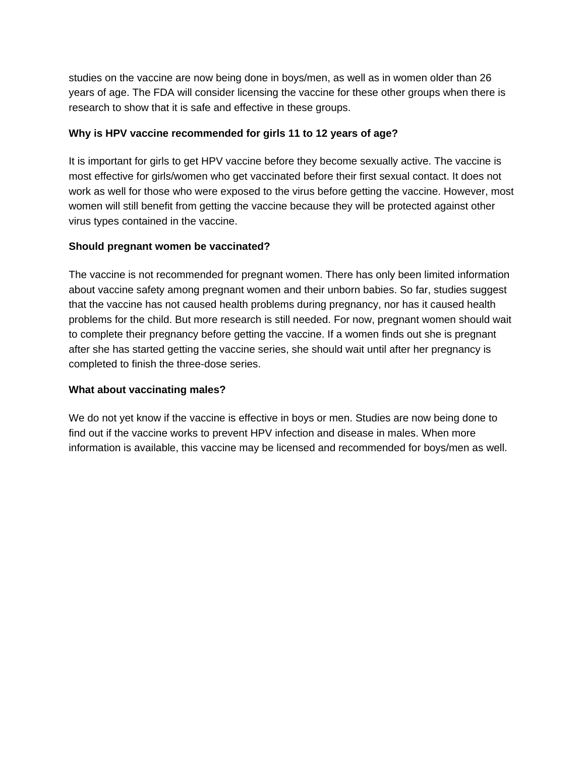studies on the vaccine are now being done in boys/men, as well as in women older than 26 years of age. The FDA will consider licensing the vaccine for these other groups when there is research to show that it is safe and effective in these groups.

**Why is HPV vaccine recommended for girls 11 to 12 years of age?**

It is important for girls to get HPV vaccine before they become sexually active. The vaccine is most effective for girls/women who get vaccinated before their first sexual contact. It does not work as well for those who were exposed to the virus before getting the vaccine. However, most women will still benefit from getting the vaccine because they will be protected against other virus types contained in the vaccine.

**Should pregnant women be vaccinated?**

The vaccine is not recommended for pregnant women. There has only been limited information about vaccine safety among pregnant women and their unborn babies. So far, studies suggest that the vaccine has not caused health problems during pregnancy, nor has it caused health problems for the child. But more research is still needed. For now, pregnant women should wait to complete their pregnancy before getting the vaccine. If a women finds out she is pregnant after she has started getting the vaccine series, she should wait until after her pregnancy is completed to finish the three-dose series.

**What about vaccinating males?**

We do not yet know if the vaccine is effective in boys or men. Studies are now being done to find out if the vaccine works to prevent HPV infection and disease in males. When more information is available, this vaccine may be licensed and recommended for boys/men as well.